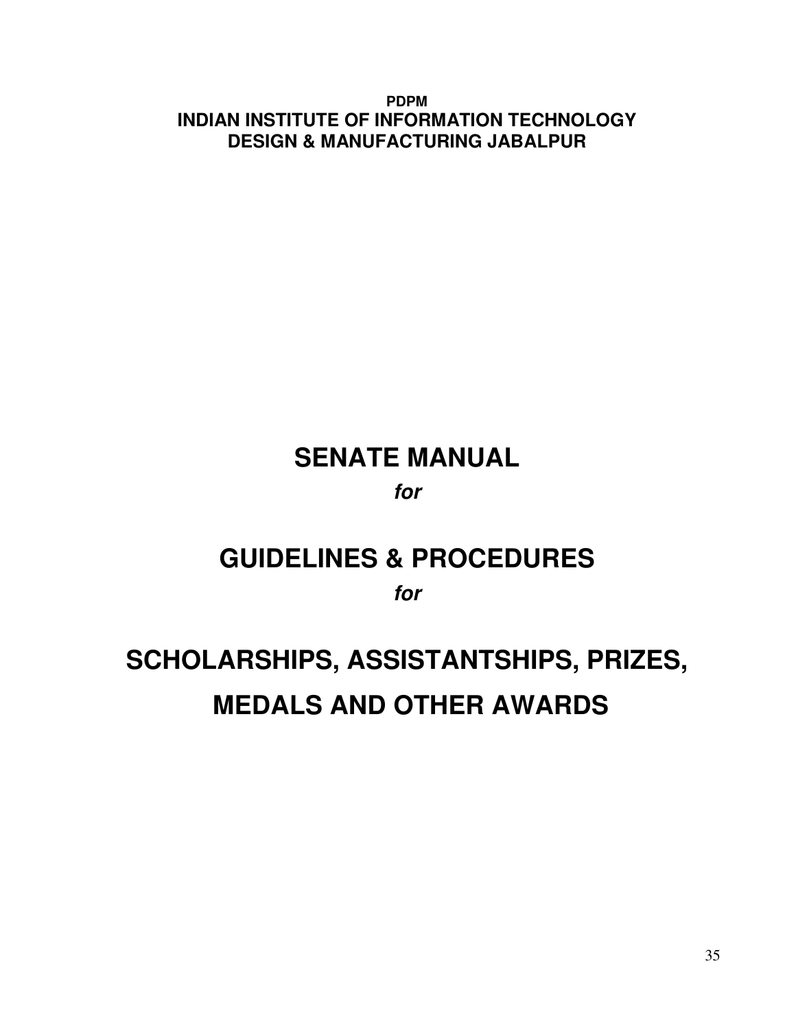**PDPM**
**INDIAN INSTITUTE OF INFORMATION TECHNOLOGY**
**DESIGN & MANUFACTURING JABALPUR**

# SENATE MANUAL

***for***

# GUIDELINES & PROCEDURES

***for***

# SCHOLARSHIPS, ASSISTANTSHIPS, PRIZES, MEDALS AND OTHER AWARDS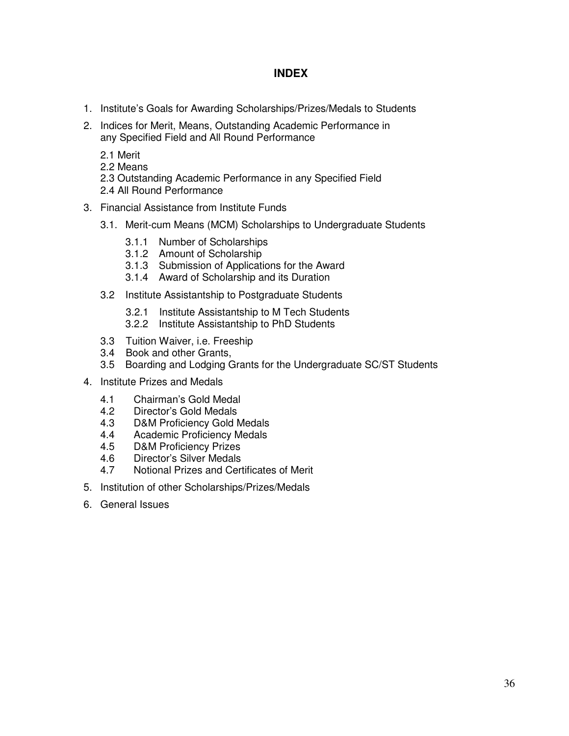# INDEX

1. Institute's Goals for Awarding Scholarships/Prizes/Medals to Students
2. Indices for Merit, Means, Outstanding Academic Performance in any Specified Field and All Round Performance

   2.1 Merit
   2.2 Means
   2.3 Outstanding Academic Performance in any Specified Field
   2.4 All Round Performance

3. Financial Assistance from Institute Funds

   3.1. Merit-cum Means (MCM) Scholarships to Undergraduate Students

      3.1.1 Number of Scholarships
      3.1.2 Amount of Scholarship
      3.1.3 Submission of Applications for the Award
      3.1.4 Award of Scholarship and its Duration

   3.2 Institute Assistantship to Postgraduate Students

      3.2.1 Institute Assistantship to M Tech Students
      3.2.2 Institute Assistantship to PhD Students

   3.3 Tuition Waiver, i.e. Freeship
   3.4 Book and other Grants,
   3.5 Boarding and Lodging Grants for the Undergraduate SC/ST Students

4. Institute Prizes and Medals

   4.1 Chairman's Gold Medal
   4.2 Director's Gold Medals
   4.3 D&M Proficiency Gold Medals
   4.4 Academic Proficiency Medals
   4.5 D&M Proficiency Prizes
   4.6 Director's Silver Medals
   4.7 Notional Prizes and Certificates of Merit

5. Institution of other Scholarships/Prizes/Medals
6. General Issues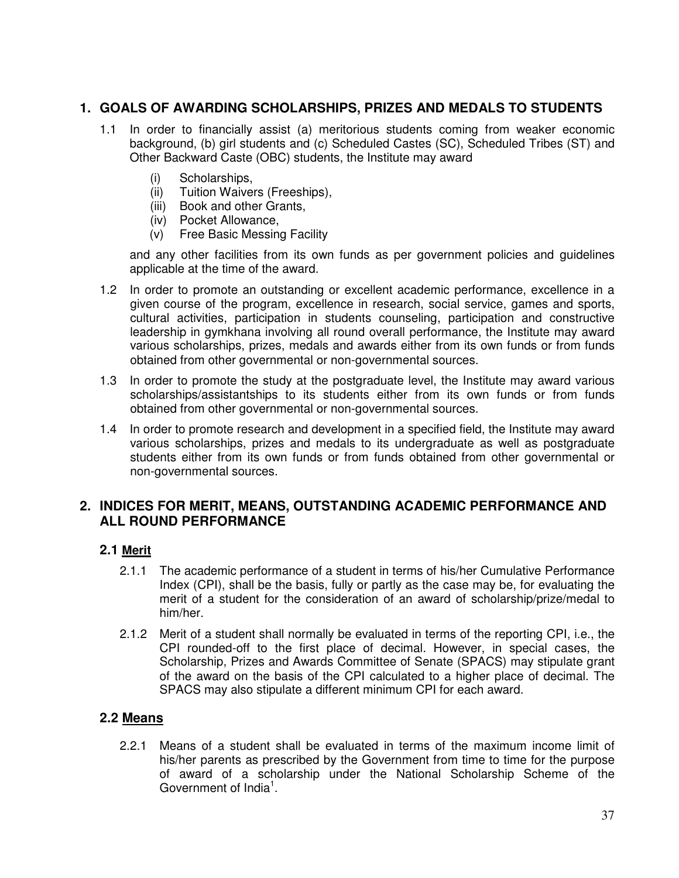## 1. GOALS OF AWARDING SCHOLARSHIPS, PRIZES AND MEDALS TO STUDENTS

1.1 In order to financially assist (a) meritorious students coming from weaker economic background, (b) girl students and (c) Scheduled Castes (SC), Scheduled Tribes (ST) and Other Backward Caste (OBC) students, the Institute may award

- (i) Scholarships,
- (ii) Tuition Waivers (Freeships),
- (iii) Book and other Grants,
- (iv) Pocket Allowance,
- (v) Free Basic Messing Facility

and any other facilities from its own funds as per government policies and guidelines applicable at the time of the award.

1.2 In order to promote an outstanding or excellent academic performance, excellence in a given course of the program, excellence in research, social service, games and sports, cultural activities, participation in students counseling, participation and constructive leadership in gymkhana involving all round overall performance, the Institute may award various scholarships, prizes, medals and awards either from its own funds or from funds obtained from other governmental or non-governmental sources.

1.3 In order to promote the study at the postgraduate level, the Institute may award various scholarships/assistantships to its students either from its own funds or from funds obtained from other governmental or non-governmental sources.

1.4 In order to promote research and development in a specified field, the Institute may award various scholarships, prizes and medals to its undergraduate as well as postgraduate students either from its own funds or from funds obtained from other governmental or non-governmental sources.

## 2. INDICES FOR MERIT, MEANS, OUTSTANDING ACADEMIC PERFORMANCE AND ALL ROUND PERFORMANCE

### 2.1 Merit

2.1.1 The academic performance of a student in terms of his/her Cumulative Performance Index (CPI), shall be the basis, fully or partly as the case may be, for evaluating the merit of a student for the consideration of an award of scholarship/prize/medal to him/her.

2.1.2 Merit of a student shall normally be evaluated in terms of the reporting CPI, i.e., the CPI rounded-off to the first place of decimal. However, in special cases, the Scholarship, Prizes and Awards Committee of Senate (SPACS) may stipulate grant of the award on the basis of the CPI calculated to a higher place of decimal. The SPACS may also stipulate a different minimum CPI for each award.

### 2.2 Means

2.2.1 Means of a student shall be evaluated in terms of the maximum income limit of his/her parents as prescribed by the Government from time to time for the purpose of award of a scholarship under the National Scholarship Scheme of the Government of India[1].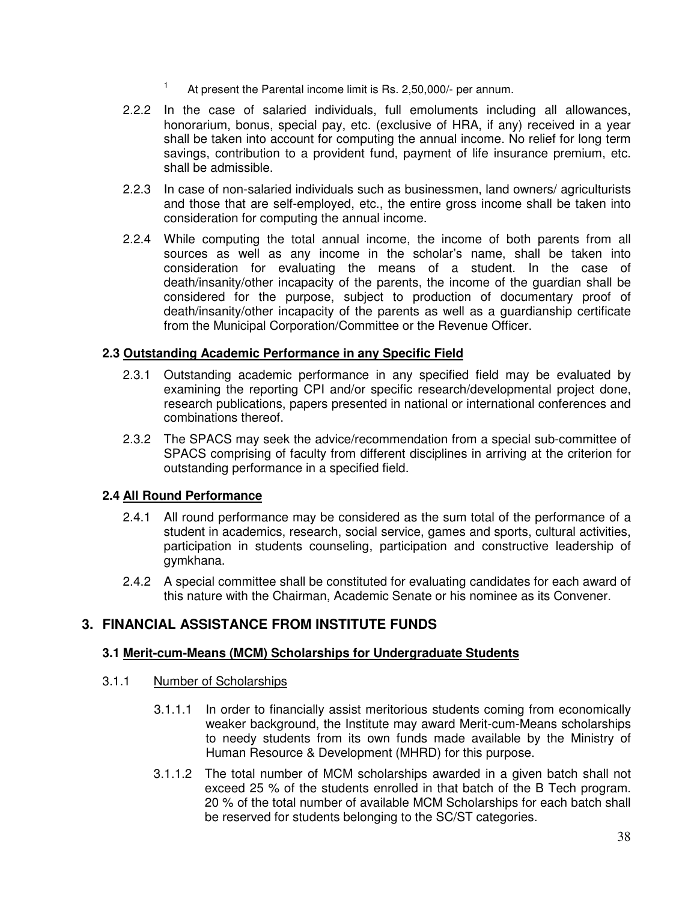[1] At present the Parental income limit is Rs. 2,50,000/- per annum.

2.2.2 In the case of salaried individuals, full emoluments including all allowances, honorarium, bonus, special pay, etc. (exclusive of HRA, if any) received in a year shall be taken into account for computing the annual income. No relief for long term savings, contribution to a provident fund, payment of life insurance premium, etc. shall be admissible.

2.2.3 In case of non-salaried individuals such as businessmen, land owners/ agriculturists and those that are self-employed, etc., the entire gross income shall be taken into consideration for computing the annual income.

2.2.4 While computing the total annual income, the income of both parents from all sources as well as any income in the scholar's name, shall be taken into consideration for evaluating the means of a student. In the case of death/insanity/other incapacity of the parents, the income of the guardian shall be considered for the purpose, subject to production of documentary proof of death/insanity/other incapacity of the parents as well as a guardianship certificate from the Municipal Corporation/Committee or the Revenue Officer.

### 2.3 Outstanding Academic Performance in any Specific Field

2.3.1 Outstanding academic performance in any specified field may be evaluated by examining the reporting CPI and/or specific research/developmental project done, research publications, papers presented in national or international conferences and combinations thereof.

2.3.2 The SPACS may seek the advice/recommendation from a special sub-committee of SPACS comprising of faculty from different disciplines in arriving at the criterion for outstanding performance in a specified field.

### 2.4 All Round Performance

2.4.1 All round performance may be considered as the sum total of the performance of a student in academics, research, social service, games and sports, cultural activities, participation in students counseling, participation and constructive leadership of gymkhana.

2.4.2 A special committee shall be constituted for evaluating candidates for each award of this nature with the Chairman, Academic Senate or his nominee as its Convener.

## 3. FINANCIAL ASSISTANCE FROM INSTITUTE FUNDS

### 3.1 Merit-cum-Means (MCM) Scholarships for Undergraduate Students

3.1.1 Number of Scholarships

3.1.1.1 In order to financially assist meritorious students coming from economically weaker background, the Institute may award Merit-cum-Means scholarships to needy students from its own funds made available by the Ministry of Human Resource & Development (MHRD) for this purpose.

3.1.1.2 The total number of MCM scholarships awarded in a given batch shall not exceed 25 % of the students enrolled in that batch of the B Tech program. 20 % of the total number of available MCM Scholarships for each batch shall be reserved for students belonging to the SC/ST categories.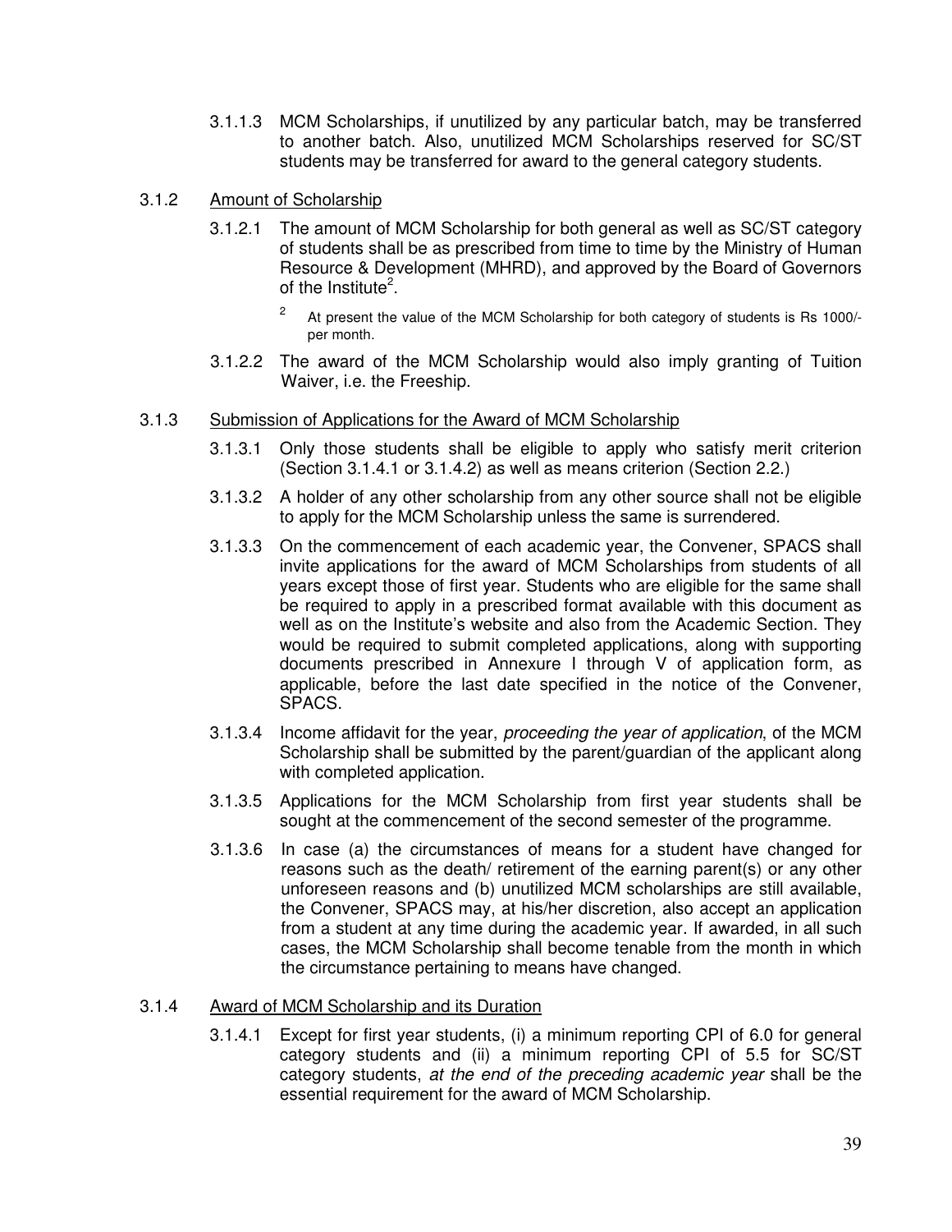3.1.1.3 MCM Scholarships, if unutilized by any particular batch, may be transferred to another batch. Also, unutilized MCM Scholarships reserved for SC/ST students may be transferred for award to the general category students.

3.1.2 <u>Amount of Scholarship</u>

3.1.2.1 The amount of MCM Scholarship for both general as well as SC/ST category of students shall be as prescribed from time to time by the Ministry of Human Resource & Development (MHRD), and approved by the Board of Governors of the Institute[2].

> [2] At present the value of the MCM Scholarship for both category of students is Rs 1000/- per month.

3.1.2.2 The award of the MCM Scholarship would also imply granting of Tuition Waiver, i.e. the Freeship.

3.1.3 <u>Submission of Applications for the Award of MCM Scholarship</u>

3.1.3.1 Only those students shall be eligible to apply who satisfy merit criterion (Section 3.1.4.1 or 3.1.4.2) as well as means criterion (Section 2.2.)

3.1.3.2 A holder of any other scholarship from any other source shall not be eligible to apply for the MCM Scholarship unless the same is surrendered.

3.1.3.3 On the commencement of each academic year, the Convener, SPACS shall invite applications for the award of MCM Scholarships from students of all years except those of first year. Students who are eligible for the same shall be required to apply in a prescribed format available with this document as well as on the Institute's website and also from the Academic Section. They would be required to submit completed applications, along with supporting documents prescribed in Annexure I through V of application form, as applicable, before the last date specified in the notice of the Convener, SPACS.

3.1.3.4 Income affidavit for the year, *proceeding the year of application*, of the MCM Scholarship shall be submitted by the parent/guardian of the applicant along with completed application.

3.1.3.5 Applications for the MCM Scholarship from first year students shall be sought at the commencement of the second semester of the programme.

3.1.3.6 In case (a) the circumstances of means for a student have changed for reasons such as the death/ retirement of the earning parent(s) or any other unforeseen reasons and (b) unutilized MCM scholarships are still available, the Convener, SPACS may, at his/her discretion, also accept an application from a student at any time during the academic year. If awarded, in all such cases, the MCM Scholarship shall become tenable from the month in which the circumstance pertaining to means have changed.

3.1.4 <u>Award of MCM Scholarship and its Duration</u>

3.1.4.1 Except for first year students, (i) a minimum reporting CPI of 6.0 for general category students and (ii) a minimum reporting CPI of 5.5 for SC/ST category students, *at the end of the preceding academic year* shall be the essential requirement for the award of MCM Scholarship.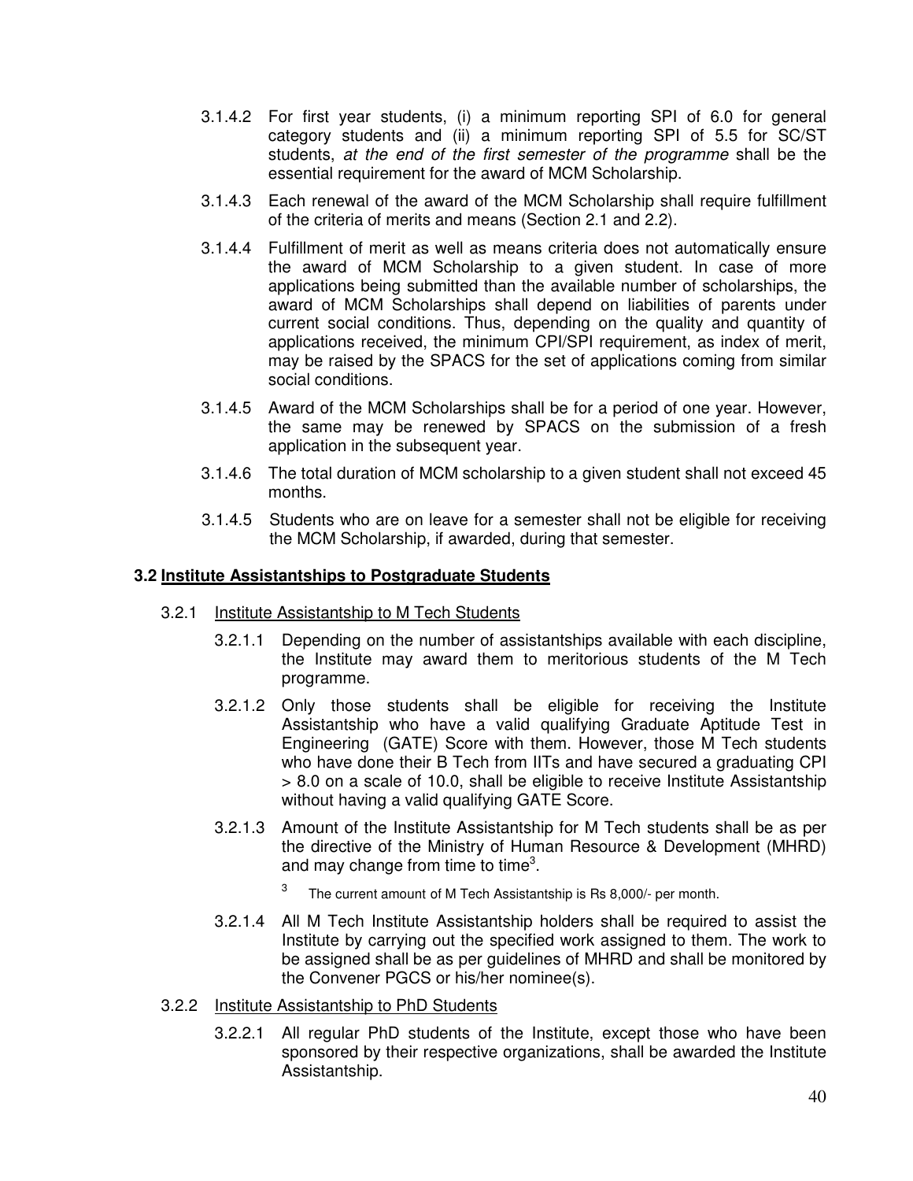3.1.4.2 For first year students, (i) a minimum reporting SPI of 6.0 for general category students and (ii) a minimum reporting SPI of 5.5 for SC/ST students, *at the end of the first semester of the programme* shall be the essential requirement for the award of MCM Scholarship.

3.1.4.3 Each renewal of the award of the MCM Scholarship shall require fulfillment of the criteria of merits and means (Section 2.1 and 2.2).

3.1.4.4 Fulfillment of merit as well as means criteria does not automatically ensure the award of MCM Scholarship to a given student. In case of more applications being submitted than the available number of scholarships, the award of MCM Scholarships shall depend on liabilities of parents under current social conditions. Thus, depending on the quality and quantity of applications received, the minimum CPI/SPI requirement, as index of merit, may be raised by the SPACS for the set of applications coming from similar social conditions.

3.1.4.5 Award of the MCM Scholarships shall be for a period of one year. However, the same may be renewed by SPACS on the submission of a fresh application in the subsequent year.

3.1.4.6 The total duration of MCM scholarship to a given student shall not exceed 45 months.

3.1.4.5 Students who are on leave for a semester shall not be eligible for receiving the MCM Scholarship, if awarded, during that semester.

### 3.2 Institute Assistantships to Postgraduate Students

3.2.1 Institute Assistantship to M Tech Students

3.2.1.1 Depending on the number of assistantships available with each discipline, the Institute may award them to meritorious students of the M Tech programme.

3.2.1.2 Only those students shall be eligible for receiving the Institute Assistantship who have a valid qualifying Graduate Aptitude Test in Engineering (GATE) Score with them. However, those M Tech students who have done their B Tech from IITs and have secured a graduating CPI > 8.0 on a scale of 10.0, shall be eligible to receive Institute Assistantship without having a valid qualifying GATE Score.

3.2.1.3 Amount of the Institute Assistantship for M Tech students shall be as per the directive of the Ministry of Human Resource & Development (MHRD) and may change from time to time[3].

[3] The current amount of M Tech Assistantship is Rs 8,000/- per month.

3.2.1.4 All M Tech Institute Assistantship holders shall be required to assist the Institute by carrying out the specified work assigned to them. The work to be assigned shall be as per guidelines of MHRD and shall be monitored by the Convener PGCS or his/her nominee(s).

3.2.2 Institute Assistantship to PhD Students

3.2.2.1 All regular PhD students of the Institute, except those who have been sponsored by their respective organizations, shall be awarded the Institute Assistantship.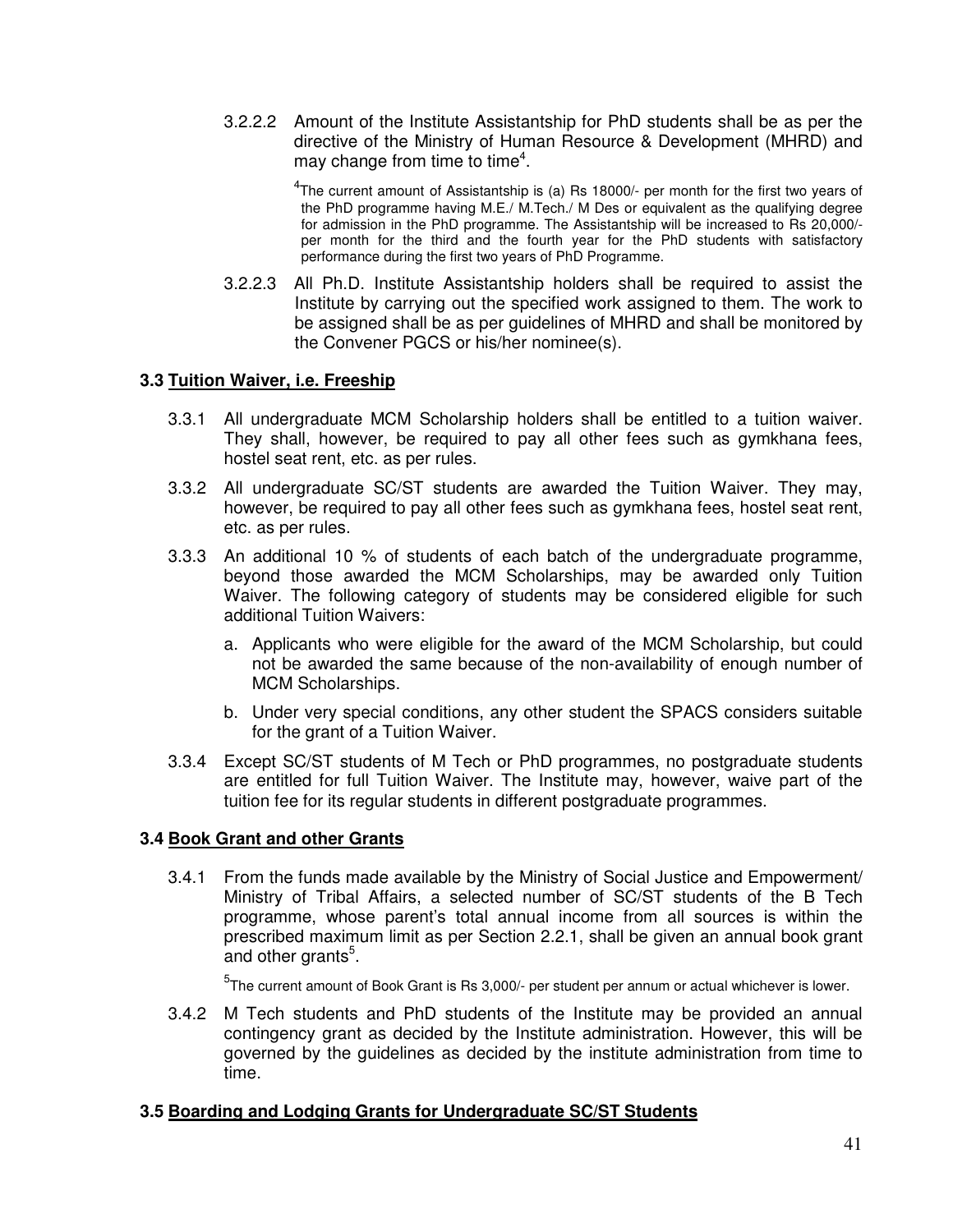3.2.2.2 Amount of the Institute Assistantship for PhD students shall be as per the directive of the Ministry of Human Resource & Development (MHRD) and may change from time to time[4].

> [4]The current amount of Assistantship is (a) Rs 18000/- per month for the first two years of the PhD programme having M.E./ M.Tech./ M Des or equivalent as the qualifying degree for admission in the PhD programme. The Assistantship will be increased to Rs 20,000/- per month for the third and the fourth year for the PhD students with satisfactory performance during the first two years of PhD Programme.

3.2.2.3 All Ph.D. Institute Assistantship holders shall be required to assist the Institute by carrying out the specified work assigned to them. The work to be assigned shall be as per guidelines of MHRD and shall be monitored by the Convener PGCS or his/her nominee(s).

### 3.3 Tuition Waiver, i.e. Freeship

3.3.1 All undergraduate MCM Scholarship holders shall be entitled to a tuition waiver. They shall, however, be required to pay all other fees such as gymkhana fees, hostel seat rent, etc. as per rules.

3.3.2 All undergraduate SC/ST students are awarded the Tuition Waiver. They may, however, be required to pay all other fees such as gymkhana fees, hostel seat rent, etc. as per rules.

3.3.3 An additional 10 % of students of each batch of the undergraduate programme, beyond those awarded the MCM Scholarships, may be awarded only Tuition Waiver. The following category of students may be considered eligible for such additional Tuition Waivers:

a. Applicants who were eligible for the award of the MCM Scholarship, but could not be awarded the same because of the non-availability of enough number of MCM Scholarships.

b. Under very special conditions, any other student the SPACS considers suitable for the grant of a Tuition Waiver.

3.3.4 Except SC/ST students of M Tech or PhD programmes, no postgraduate students are entitled for full Tuition Waiver. The Institute may, however, waive part of the tuition fee for its regular students in different postgraduate programmes.

### 3.4 Book Grant and other Grants

3.4.1 From the funds made available by the Ministry of Social Justice and Empowerment/ Ministry of Tribal Affairs, a selected number of SC/ST students of the B Tech programme, whose parent's total annual income from all sources is within the prescribed maximum limit as per Section 2.2.1, shall be given an annual book grant and other grants[5].

> [5]The current amount of Book Grant is Rs 3,000/- per student per annum or actual whichever is lower.

3.4.2 M Tech students and PhD students of the Institute may be provided an annual contingency grant as decided by the Institute administration. However, this will be governed by the guidelines as decided by the institute administration from time to time.

### 3.5 Boarding and Lodging Grants for Undergraduate SC/ST Students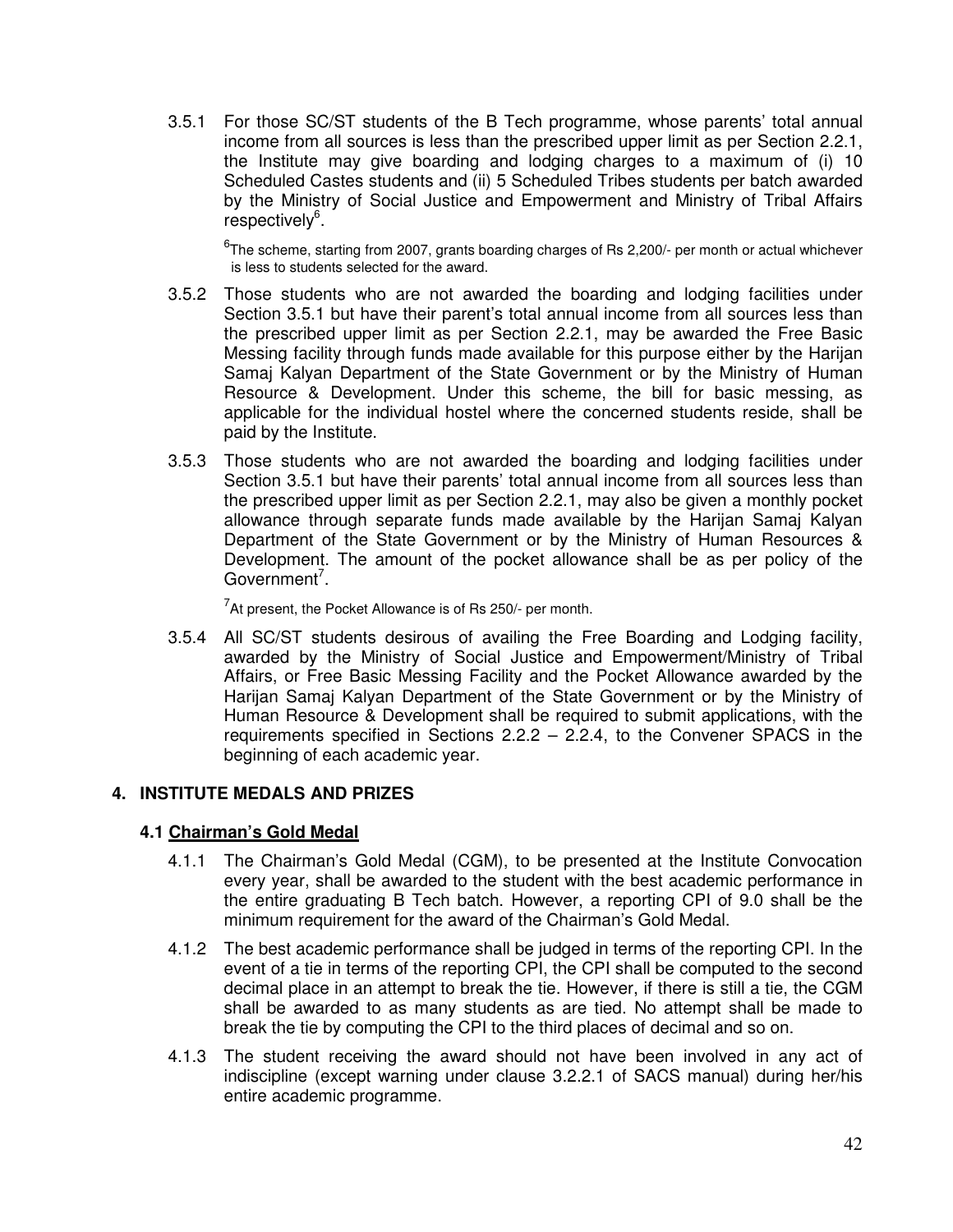3.5.1 For those SC/ST students of the B Tech programme, whose parents' total annual income from all sources is less than the prescribed upper limit as per Section 2.2.1, the Institute may give boarding and lodging charges to a maximum of (i) 10 Scheduled Castes students and (ii) 5 Scheduled Tribes students per batch awarded by the Ministry of Social Justice and Empowerment and Ministry of Tribal Affairs respectively[6].

[6]The scheme, starting from 2007, grants boarding charges of Rs 2,200/- per month or actual whichever is less to students selected for the award.

3.5.2 Those students who are not awarded the boarding and lodging facilities under Section 3.5.1 but have their parent's total annual income from all sources less than the prescribed upper limit as per Section 2.2.1, may be awarded the Free Basic Messing facility through funds made available for this purpose either by the Harijan Samaj Kalyan Department of the State Government or by the Ministry of Human Resource & Development. Under this scheme, the bill for basic messing, as applicable for the individual hostel where the concerned students reside, shall be paid by the Institute.

3.5.3 Those students who are not awarded the boarding and lodging facilities under Section 3.5.1 but have their parents' total annual income from all sources less than the prescribed upper limit as per Section 2.2.1, may also be given a monthly pocket allowance through separate funds made available by the Harijan Samaj Kalyan Department of the State Government or by the Ministry of Human Resources & Development. The amount of the pocket allowance shall be as per policy of the Government[7].

[7]At present, the Pocket Allowance is of Rs 250/- per month.

3.5.4 All SC/ST students desirous of availing the Free Boarding and Lodging facility, awarded by the Ministry of Social Justice and Empowerment/Ministry of Tribal Affairs, or Free Basic Messing Facility and the Pocket Allowance awarded by the Harijan Samaj Kalyan Department of the State Government or by the Ministry of Human Resource & Development shall be required to submit applications, with the requirements specified in Sections 2.2.2 – 2.2.4, to the Convener SPACS in the beginning of each academic year.

## 4. INSTITUTE MEDALS AND PRIZES

### 4.1 Chairman's Gold Medal

4.1.1 The Chairman's Gold Medal (CGM), to be presented at the Institute Convocation every year, shall be awarded to the student with the best academic performance in the entire graduating B Tech batch. However, a reporting CPI of 9.0 shall be the minimum requirement for the award of the Chairman's Gold Medal.

4.1.2 The best academic performance shall be judged in terms of the reporting CPI. In the event of a tie in terms of the reporting CPI, the CPI shall be computed to the second decimal place in an attempt to break the tie. However, if there is still a tie, the CGM shall be awarded to as many students as are tied. No attempt shall be made to break the tie by computing the CPI to the third places of decimal and so on.

4.1.3 The student receiving the award should not have been involved in any act of indiscipline (except warning under clause 3.2.2.1 of SACS manual) during her/his entire academic programme.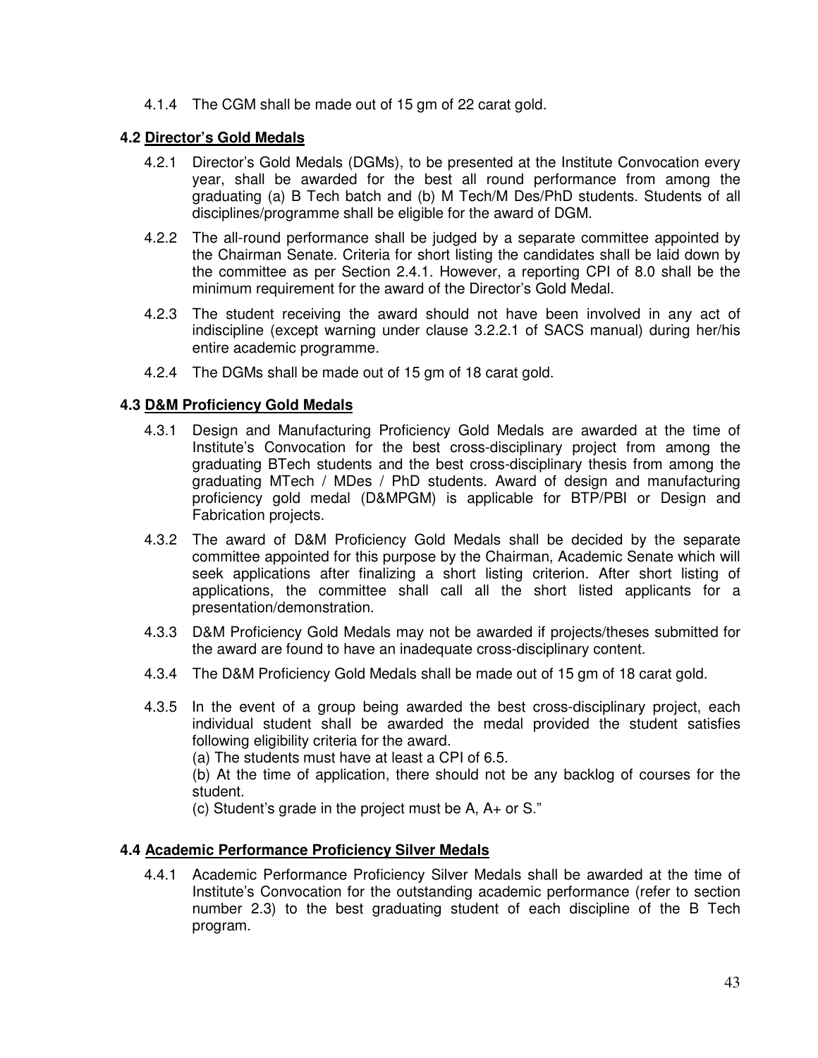4.1.4 The CGM shall be made out of 15 gm of 22 carat gold.

### 4.2 Director's Gold Medals

4.2.1 Director's Gold Medals (DGMs), to be presented at the Institute Convocation every year, shall be awarded for the best all round performance from among the graduating (a) B Tech batch and (b) M Tech/M Des/PhD students. Students of all disciplines/programme shall be eligible for the award of DGM.

4.2.2 The all-round performance shall be judged by a separate committee appointed by the Chairman Senate. Criteria for short listing the candidates shall be laid down by the committee as per Section 2.4.1. However, a reporting CPI of 8.0 shall be the minimum requirement for the award of the Director's Gold Medal.

4.2.3 The student receiving the award should not have been involved in any act of indiscipline (except warning under clause 3.2.2.1 of SACS manual) during her/his entire academic programme.

4.2.4 The DGMs shall be made out of 15 gm of 18 carat gold.

### 4.3 D&M Proficiency Gold Medals

4.3.1 Design and Manufacturing Proficiency Gold Medals are awarded at the time of Institute's Convocation for the best cross-disciplinary project from among the graduating BTech students and the best cross-disciplinary thesis from among the graduating MTech / MDes / PhD students. Award of design and manufacturing proficiency gold medal (D&MPGM) is applicable for BTP/PBI or Design and Fabrication projects.

4.3.2 The award of D&M Proficiency Gold Medals shall be decided by the separate committee appointed for this purpose by the Chairman, Academic Senate which will seek applications after finalizing a short listing criterion. After short listing of applications, the committee shall call all the short listed applicants for a presentation/demonstration.

4.3.3 D&M Proficiency Gold Medals may not be awarded if projects/theses submitted for the award are found to have an inadequate cross-disciplinary content.

4.3.4 The D&M Proficiency Gold Medals shall be made out of 15 gm of 18 carat gold.

4.3.5 In the event of a group being awarded the best cross-disciplinary project, each individual student shall be awarded the medal provided the student satisfies following eligibility criteria for the award.
(a) The students must have at least a CPI of 6.5.
(b) At the time of application, there should not be any backlog of courses for the student.
(c) Student's grade in the project must be A, A+ or S."

### 4.4 Academic Performance Proficiency Silver Medals

4.4.1 Academic Performance Proficiency Silver Medals shall be awarded at the time of Institute's Convocation for the outstanding academic performance (refer to section number 2.3) to the best graduating student of each discipline of the B Tech program.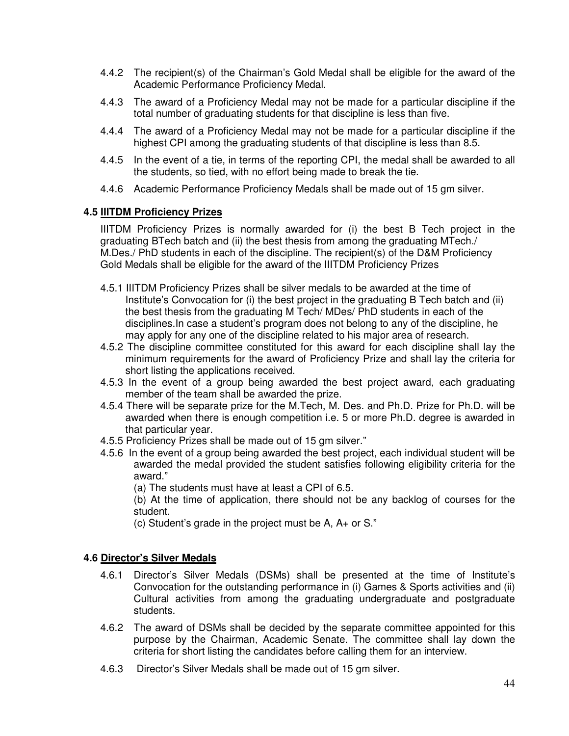4.4.2 The recipient(s) of the Chairman's Gold Medal shall be eligible for the award of the Academic Performance Proficiency Medal.

4.4.3 The award of a Proficiency Medal may not be made for a particular discipline if the total number of graduating students for that discipline is less than five.

4.4.4 The award of a Proficiency Medal may not be made for a particular discipline if the highest CPI among the graduating students of that discipline is less than 8.5.

4.4.5 In the event of a tie, in terms of the reporting CPI, the medal shall be awarded to all the students, so tied, with no effort being made to break the tie.

4.4.6 Academic Performance Proficiency Medals shall be made out of 15 gm silver.

### 4.5 IIITDM Proficiency Prizes

IIITDM Proficiency Prizes is normally awarded for (i) the best B Tech project in the graduating BTech batch and (ii) the best thesis from among the graduating MTech./ M.Des./ PhD students in each of the discipline. The recipient(s) of the D&M Proficiency Gold Medals shall be eligible for the award of the IIITDM Proficiency Prizes

4.5.1 IIITDM Proficiency Prizes shall be silver medals to be awarded at the time of Institute's Convocation for (i) the best project in the graduating B Tech batch and (ii) the best thesis from the graduating M Tech/ MDes/ PhD students in each of the disciplines.In case a student's program does not belong to any of the discipline, he may apply for any one of the discipline related to his major area of research.

4.5.2 The discipline committee constituted for this award for each discipline shall lay the minimum requirements for the award of Proficiency Prize and shall lay the criteria for short listing the applications received.

4.5.3 In the event of a group being awarded the best project award, each graduating member of the team shall be awarded the prize.

4.5.4 There will be separate prize for the M.Tech, M. Des. and Ph.D. Prize for Ph.D. will be awarded when there is enough competition i.e. 5 or more Ph.D. degree is awarded in that particular year.

4.5.5 Proficiency Prizes shall be made out of 15 gm silver."

4.5.6 In the event of a group being awarded the best project, each individual student will be awarded the medal provided the student satisfies following eligibility criteria for the award."

(a) The students must have at least a CPI of 6.5.

(b) At the time of application, there should not be any backlog of courses for the student.

(c) Student's grade in the project must be A, A+ or S."

### 4.6 Director's Silver Medals

4.6.1 Director's Silver Medals (DSMs) shall be presented at the time of Institute's Convocation for the outstanding performance in (i) Games & Sports activities and (ii) Cultural activities from among the graduating undergraduate and postgraduate students.

4.6.2 The award of DSMs shall be decided by the separate committee appointed for this purpose by the Chairman, Academic Senate. The committee shall lay down the criteria for short listing the candidates before calling them for an interview.

4.6.3 Director's Silver Medals shall be made out of 15 gm silver.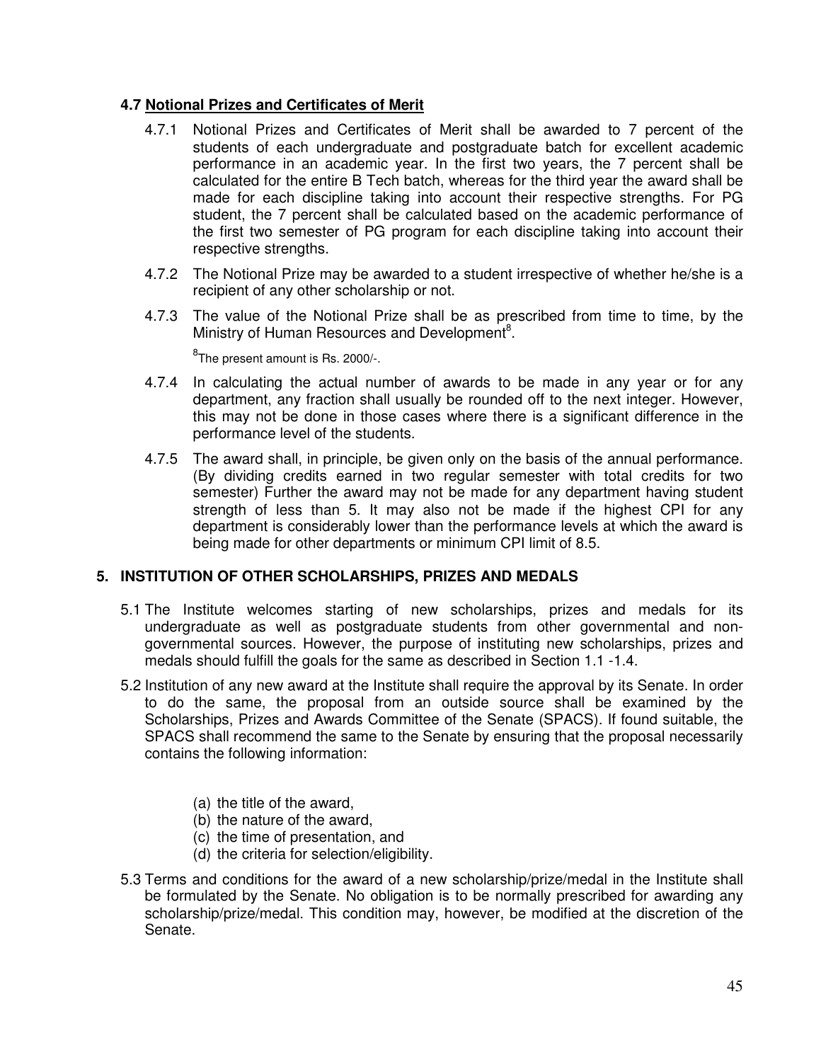### 4.7 Notional Prizes and Certificates of Merit

4.7.1 Notional Prizes and Certificates of Merit shall be awarded to 7 percent of the students of each undergraduate and postgraduate batch for excellent academic performance in an academic year. In the first two years, the 7 percent shall be calculated for the entire B Tech batch, whereas for the third year the award shall be made for each discipline taking into account their respective strengths. For PG student, the 7 percent shall be calculated based on the academic performance of the first two semester of PG program for each discipline taking into account their respective strengths.

4.7.2 The Notional Prize may be awarded to a student irrespective of whether he/she is a recipient of any other scholarship or not.

4.7.3 The value of the Notional Prize shall be as prescribed from time to time, by the Ministry of Human Resources and Development[8].

[8]The present amount is Rs. 2000/-.

4.7.4 In calculating the actual number of awards to be made in any year or for any department, any fraction shall usually be rounded off to the next integer. However, this may not be done in those cases where there is a significant difference in the performance level of the students.

4.7.5 The award shall, in principle, be given only on the basis of the annual performance. (By dividing credits earned in two regular semester with total credits for two semester) Further the award may not be made for any department having student strength of less than 5. It may also not be made if the highest CPI for any department is considerably lower than the performance levels at which the award is being made for other departments or minimum CPI limit of 8.5.

## 5. INSTITUTION OF OTHER SCHOLARSHIPS, PRIZES AND MEDALS

5.1 The Institute welcomes starting of new scholarships, prizes and medals for its undergraduate as well as postgraduate students from other governmental and non-governmental sources. However, the purpose of instituting new scholarships, prizes and medals should fulfill the goals for the same as described in Section 1.1 -1.4.

5.2 Institution of any new award at the Institute shall require the approval by its Senate. In order to do the same, the proposal from an outside source shall be examined by the Scholarships, Prizes and Awards Committee of the Senate (SPACS). If found suitable, the SPACS shall recommend the same to the Senate by ensuring that the proposal necessarily contains the following information:

(a) the title of the award,
(b) the nature of the award,
(c) the time of presentation, and
(d) the criteria for selection/eligibility.

5.3 Terms and conditions for the award of a new scholarship/prize/medal in the Institute shall be formulated by the Senate. No obligation is to be normally prescribed for awarding any scholarship/prize/medal. This condition may, however, be modified at the discretion of the Senate.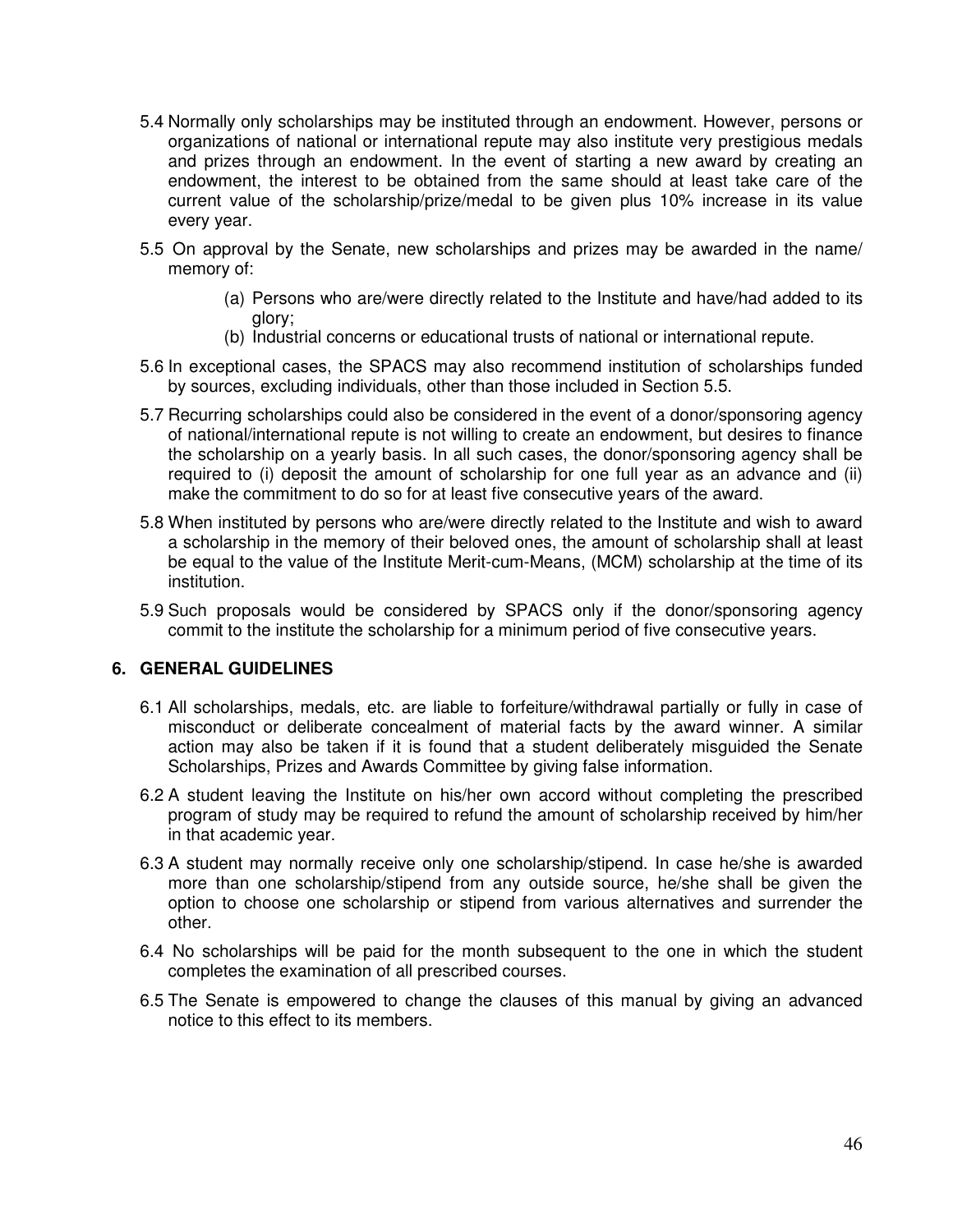5.4 Normally only scholarships may be instituted through an endowment. However, persons or organizations of national or international repute may also institute very prestigious medals and prizes through an endowment. In the event of starting a new award by creating an endowment, the interest to be obtained from the same should at least take care of the current value of the scholarship/prize/medal to be given plus 10% increase in its value every year.

5.5 On approval by the Senate, new scholarships and prizes may be awarded in the name/ memory of:

(a) Persons who are/were directly related to the Institute and have/had added to its glory;
(b) Industrial concerns or educational trusts of national or international repute.

5.6 In exceptional cases, the SPACS may also recommend institution of scholarships funded by sources, excluding individuals, other than those included in Section 5.5.

5.7 Recurring scholarships could also be considered in the event of a donor/sponsoring agency of national/international repute is not willing to create an endowment, but desires to finance the scholarship on a yearly basis. In all such cases, the donor/sponsoring agency shall be required to (i) deposit the amount of scholarship for one full year as an advance and (ii) make the commitment to do so for at least five consecutive years of the award.

5.8 When instituted by persons who are/were directly related to the Institute and wish to award a scholarship in the memory of their beloved ones, the amount of scholarship shall at least be equal to the value of the Institute Merit-cum-Means, (MCM) scholarship at the time of its institution.

5.9 Such proposals would be considered by SPACS only if the donor/sponsoring agency commit to the institute the scholarship for a minimum period of five consecutive years.

## 6. GENERAL GUIDELINES

6.1 All scholarships, medals, etc. are liable to forfeiture/withdrawal partially or fully in case of misconduct or deliberate concealment of material facts by the award winner. A similar action may also be taken if it is found that a student deliberately misguided the Senate Scholarships, Prizes and Awards Committee by giving false information.

6.2 A student leaving the Institute on his/her own accord without completing the prescribed program of study may be required to refund the amount of scholarship received by him/her in that academic year.

6.3 A student may normally receive only one scholarship/stipend. In case he/she is awarded more than one scholarship/stipend from any outside source, he/she shall be given the option to choose one scholarship or stipend from various alternatives and surrender the other.

6.4 No scholarships will be paid for the month subsequent to the one in which the student completes the examination of all prescribed courses.

6.5 The Senate is empowered to change the clauses of this manual by giving an advanced notice to this effect to its members.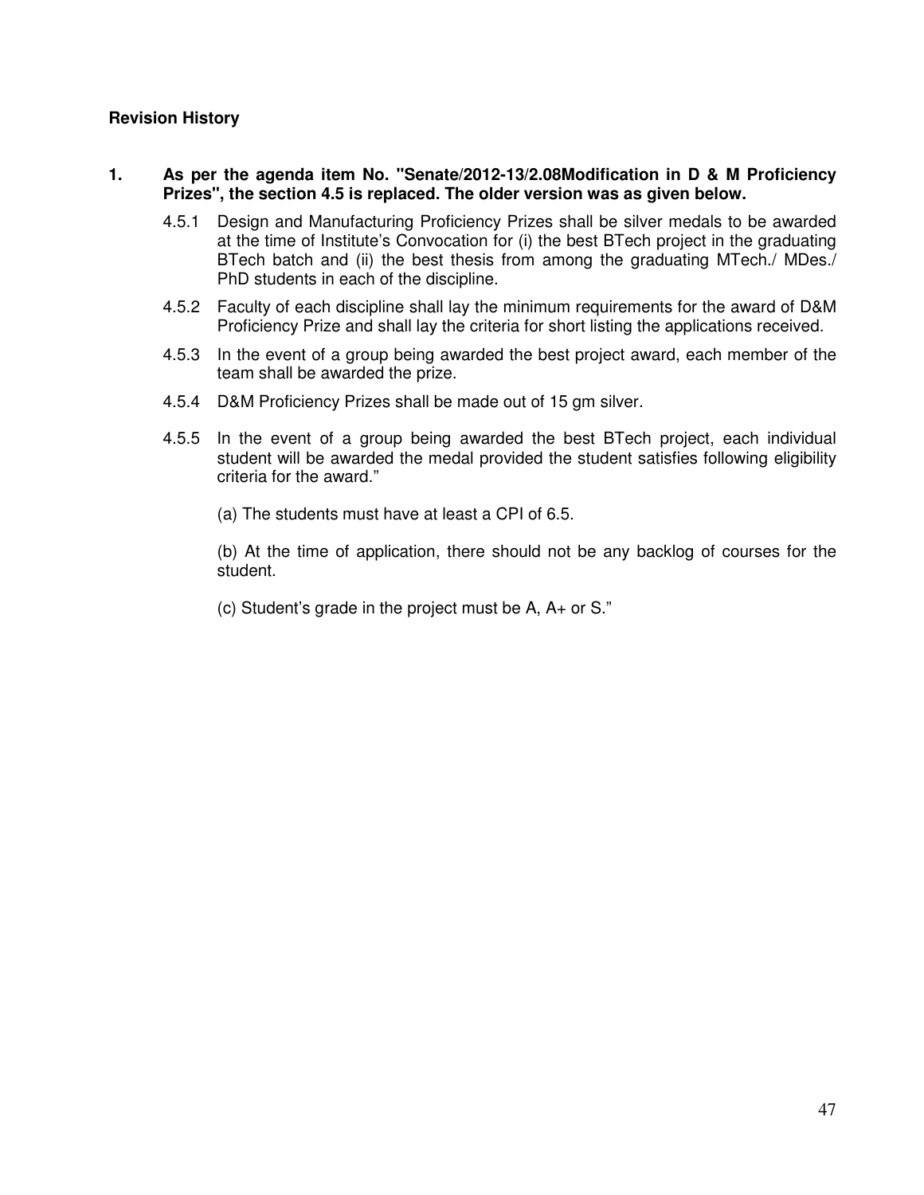**Revision History**

1. **As per the agenda item No. "Senate/2012-13/2.08Modification in D & M Proficiency Prizes", the section 4.5 is replaced. The older version was as given below.**

   4.5.1 Design and Manufacturing Proficiency Prizes shall be silver medals to be awarded at the time of Institute's Convocation for (i) the best BTech project in the graduating BTech batch and (ii) the best thesis from among the graduating MTech./ MDes./ PhD students in each of the discipline.

   4.5.2 Faculty of each discipline shall lay the minimum requirements for the award of D&M Proficiency Prize and shall lay the criteria for short listing the applications received.

   4.5.3 In the event of a group being awarded the best project award, each member of the team shall be awarded the prize.

   4.5.4 D&M Proficiency Prizes shall be made out of 15 gm silver.

   4.5.5 In the event of a group being awarded the best BTech project, each individual student will be awarded the medal provided the student satisfies following eligibility criteria for the award."

   (a) The students must have at least a CPI of 6.5.

   (b) At the time of application, there should not be any backlog of courses for the student.

   (c) Student's grade in the project must be A, A+ or S."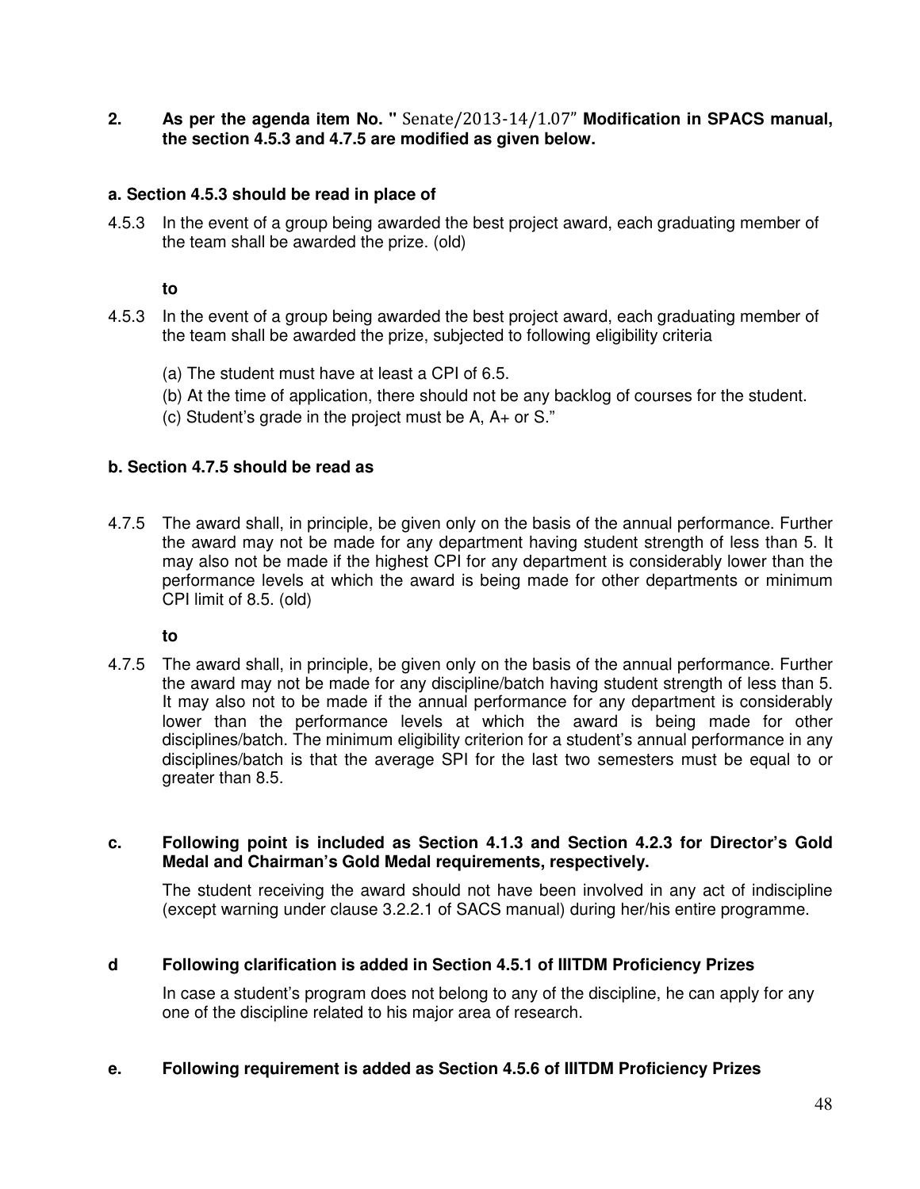**2. As per the agenda item No. "** Senate/2013-14/1.07" **Modification in SPACS manual, the section 4.5.3 and 4.7.5 are modified as given below.**

**a. Section 4.5.3 should be read in place of**

4.5.3 In the event of a group being awarded the best project award, each graduating member of the team shall be awarded the prize. (old)

**to**

4.5.3 In the event of a group being awarded the best project award, each graduating member of the team shall be awarded the prize, subjected to following eligibility criteria

(a) The student must have at least a CPI of 6.5.
(b) At the time of application, there should not be any backlog of courses for the student.
(c) Student's grade in the project must be A, A+ or S."

**b. Section 4.7.5 should be read as**

4.7.5 The award shall, in principle, be given only on the basis of the annual performance. Further the award may not be made for any department having student strength of less than 5. It may also not be made if the highest CPI for any department is considerably lower than the performance levels at which the award is being made for other departments or minimum CPI limit of 8.5. (old)

**to**

4.7.5 The award shall, in principle, be given only on the basis of the annual performance. Further the award may not be made for any discipline/batch having student strength of less than 5. It may also not to be made if the annual performance for any department is considerably lower than the performance levels at which the award is being made for other disciplines/batch. The minimum eligibility criterion for a student's annual performance in any disciplines/batch is that the average SPI for the last two semesters must be equal to or greater than 8.5.

**c. Following point is included as Section 4.1.3 and Section 4.2.3 for Director's Gold Medal and Chairman's Gold Medal requirements, respectively.**

The student receiving the award should not have been involved in any act of indiscipline (except warning under clause 3.2.2.1 of SACS manual) during her/his entire programme.

**d Following clarification is added in Section 4.5.1 of IIITDM Proficiency Prizes**

In case a student's program does not belong to any of the discipline, he can apply for any one of the discipline related to his major area of research.

**e. Following requirement is added as Section 4.5.6 of IIITDM Proficiency Prizes**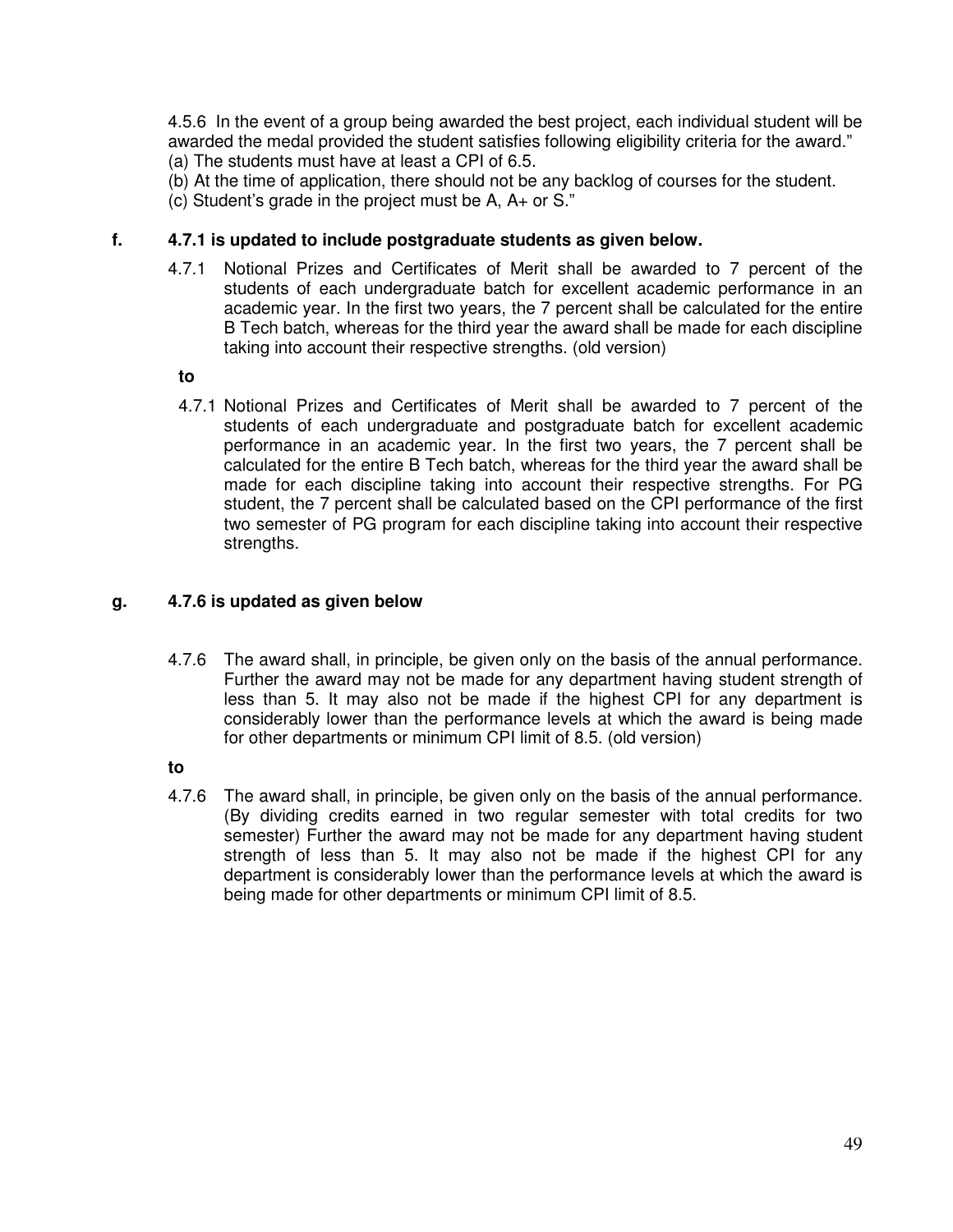4.5.6 In the event of a group being awarded the best project, each individual student will be awarded the medal provided the student satisfies following eligibility criteria for the award."

(a) The students must have at least a CPI of 6.5.

(b) At the time of application, there should not be any backlog of courses for the student.

(c) Student's grade in the project must be A, A+ or S."

**f. 4.7.1 is updated to include postgraduate students as given below.**

4.7.1 Notional Prizes and Certificates of Merit shall be awarded to 7 percent of the students of each undergraduate batch for excellent academic performance in an academic year. In the first two years, the 7 percent shall be calculated for the entire B Tech batch, whereas for the third year the award shall be made for each discipline taking into account their respective strengths. (old version)

**to**

4.7.1 Notional Prizes and Certificates of Merit shall be awarded to 7 percent of the students of each undergraduate and postgraduate batch for excellent academic performance in an academic year. In the first two years, the 7 percent shall be calculated for the entire B Tech batch, whereas for the third year the award shall be made for each discipline taking into account their respective strengths. For PG student, the 7 percent shall be calculated based on the CPI performance of the first two semester of PG program for each discipline taking into account their respective strengths.

**g. 4.7.6 is updated as given below**

4.7.6 The award shall, in principle, be given only on the basis of the annual performance. Further the award may not be made for any department having student strength of less than 5. It may also not be made if the highest CPI for any department is considerably lower than the performance levels at which the award is being made for other departments or minimum CPI limit of 8.5. (old version)

**to**

4.7.6 The award shall, in principle, be given only on the basis of the annual performance. (By dividing credits earned in two regular semester with total credits for two semester) Further the award may not be made for any department having student strength of less than 5. It may also not be made if the highest CPI for any department is considerably lower than the performance levels at which the award is being made for other departments or minimum CPI limit of 8.5.